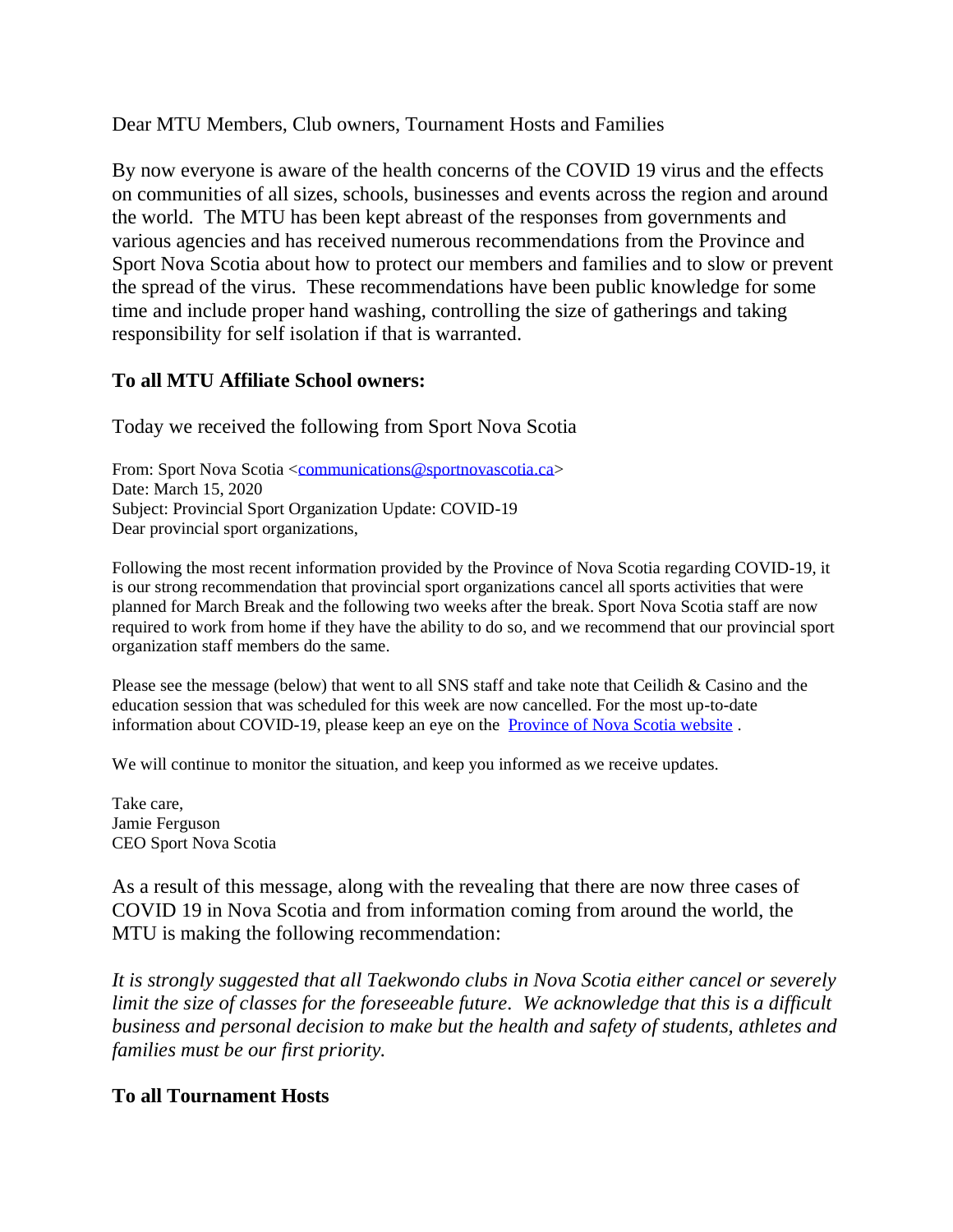Dear MTU Members, Club owners, Tournament Hosts and Families

By now everyone is aware of the health concerns of the COVID 19 virus and the effects on communities of all sizes, schools, businesses and events across the region and around the world. The MTU has been kept abreast of the responses from governments and various agencies and has received numerous recommendations from the Province and Sport Nova Scotia about how to protect our members and families and to slow or prevent the spread of the virus. These recommendations have been public knowledge for some time and include proper hand washing, controlling the size of gatherings and taking responsibility for self isolation if that is warranted.

## To all MTU Affiliate School owners:

Today we received the following from Sport Nova Scotia

From: Sport Nova Scotia <communications@sportnovascotia.ca>
Date: March 15, 2020
Subject: Provincial Sport Organization Update: COVID-19
Dear provincial sport organizations,

Following the most recent information provided by the Province of Nova Scotia regarding COVID-19, it is our strong recommendation that provincial sport organizations cancel all sports activities that were planned for March Break and the following two weeks after the break. Sport Nova Scotia staff are now required to work from home if they have the ability to do so, and we recommend that our provincial sport organization staff members do the same.

Please see the message (below) that went to all SNS staff and take note that Ceilidh & Casino and the education session that was scheduled for this week are now cancelled. For the most up-to-date information about COVID-19, please keep an eye on the Province of Nova Scotia website .

We will continue to monitor the situation, and keep you informed as we receive updates.

Take care,
Jamie Ferguson
CEO Sport Nova Scotia

As a result of this message, along with the revealing that there are now three cases of COVID 19 in Nova Scotia and from information coming from around the world, the MTU is making the following recommendation:

*It is strongly suggested that all Taekwondo clubs in Nova Scotia either cancel or severely limit the size of classes for the foreseeable future. We acknowledge that this is a difficult business and personal decision to make but the health and safety of students, athletes and families must be our first priority.*

## To all Tournament Hosts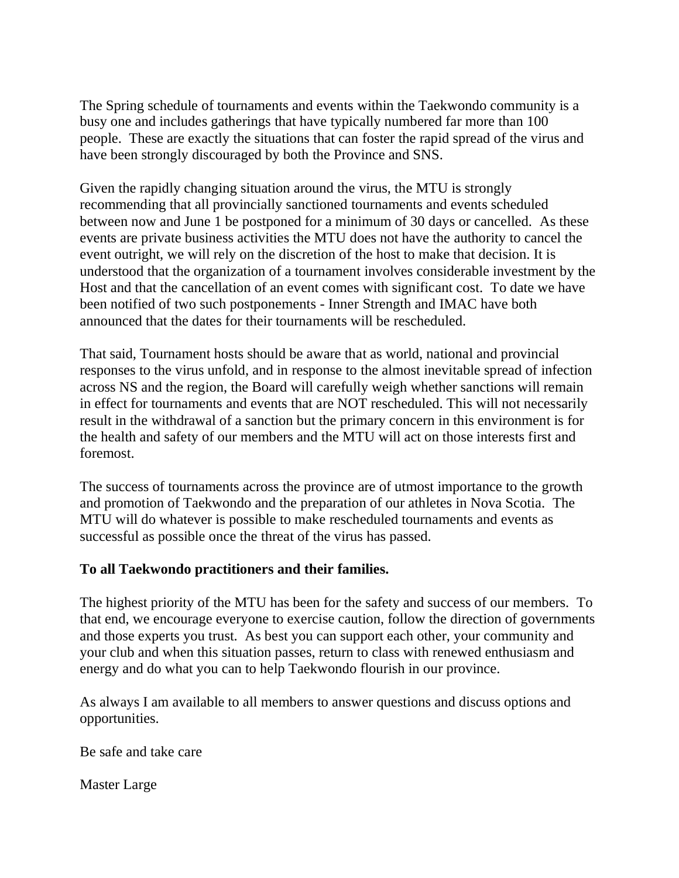The Spring schedule of tournaments and events within the Taekwondo community is a busy one and includes gatherings that have typically numbered far more than 100 people. These are exactly the situations that can foster the rapid spread of the virus and have been strongly discouraged by both the Province and SNS.

Given the rapidly changing situation around the virus, the MTU is strongly recommending that all provincially sanctioned tournaments and events scheduled between now and June 1 be postponed for a minimum of 30 days or cancelled. As these events are private business activities the MTU does not have the authority to cancel the event outright, we will rely on the discretion of the host to make that decision. It is understood that the organization of a tournament involves considerable investment by the Host and that the cancellation of an event comes with significant cost. To date we have been notified of two such postponements - Inner Strength and IMAC have both announced that the dates for their tournaments will be rescheduled.

That said, Tournament hosts should be aware that as world, national and provincial responses to the virus unfold, and in response to the almost inevitable spread of infection across NS and the region, the Board will carefully weigh whether sanctions will remain in effect for tournaments and events that are NOT rescheduled. This will not necessarily result in the withdrawal of a sanction but the primary concern in this environment is for the health and safety of our members and the MTU will act on those interests first and foremost.

The success of tournaments across the province are of utmost importance to the growth and promotion of Taekwondo and the preparation of our athletes in Nova Scotia. The MTU will do whatever is possible to make rescheduled tournaments and events as successful as possible once the threat of the virus has passed.

**To all Taekwondo practitioners and their families.**

The highest priority of the MTU has been for the safety and success of our members. To that end, we encourage everyone to exercise caution, follow the direction of governments and those experts you trust. As best you can support each other, your community and your club and when this situation passes, return to class with renewed enthusiasm and energy and do what you can to help Taekwondo flourish in our province.

As always I am available to all members to answer questions and discuss options and opportunities.

Be safe and take care

Master Large